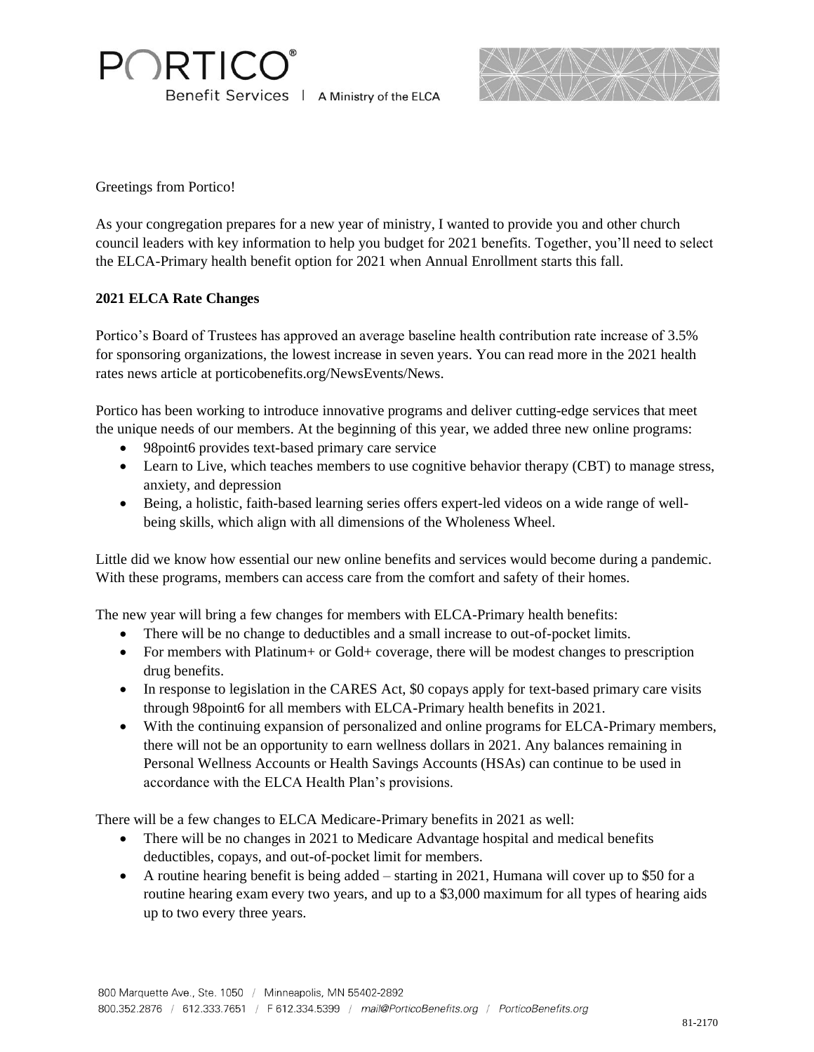Greetings from Portico!

As your congregation prepares for a new year of ministry, I wanted to provide you and other church council leaders with key information to help you budget for 2021 benefits. Together, you'll need to select the ELCA-Primary health benefit option for 2021 when Annual Enrollment starts this fall.

**2021 ELCA Rate Changes**

Portico's Board of Trustees has approved an average baseline health contribution rate increase of 3.5% for sponsoring organizations, the lowest increase in seven years. You can read more in the 2021 health rates news article at porticobenefits.org/NewsEvents/News.

Portico has been working to introduce innovative programs and deliver cutting-edge services that meet the unique needs of our members. At the beginning of this year, we added three new online programs:

- 98point6 provides text-based primary care service
- Learn to Live, which teaches members to use cognitive behavior therapy (CBT) to manage stress, anxiety, and depression
- Being, a holistic, faith-based learning series offers expert-led videos on a wide range of well-being skills, which align with all dimensions of the Wholeness Wheel.

Little did we know how essential our new online benefits and services would become during a pandemic. With these programs, members can access care from the comfort and safety of their homes.

The new year will bring a few changes for members with ELCA-Primary health benefits:

- There will be no change to deductibles and a small increase to out-of-pocket limits.
- For members with Platinum+ or Gold+ coverage, there will be modest changes to prescription drug benefits.
- In response to legislation in the CARES Act, $0 copays apply for text-based primary care visits through 98point6 for all members with ELCA-Primary health benefits in 2021.
- With the continuing expansion of personalized and online programs for ELCA-Primary members, there will not be an opportunity to earn wellness dollars in 2021. Any balances remaining in Personal Wellness Accounts or Health Savings Accounts (HSAs) can continue to be used in accordance with the ELCA Health Plan's provisions.

There will be a few changes to ELCA Medicare-Primary benefits in 2021 as well:

- There will be no changes in 2021 to Medicare Advantage hospital and medical benefits deductibles, copays, and out-of-pocket limit for members.
- A routine hearing benefit is being added – starting in 2021, Humana will cover up to $50 for a routine hearing exam every two years, and up to a $3,000 maximum for all types of hearing aids up to two every three years.

800 Marquette Ave., Ste. 1050 / Minneapolis, MN 55402-2892
800.352.2876 / 612.333.7651 / F 612.334.5399 / mail@PorticoBenefits.org / PorticoBenefits.org

81-2170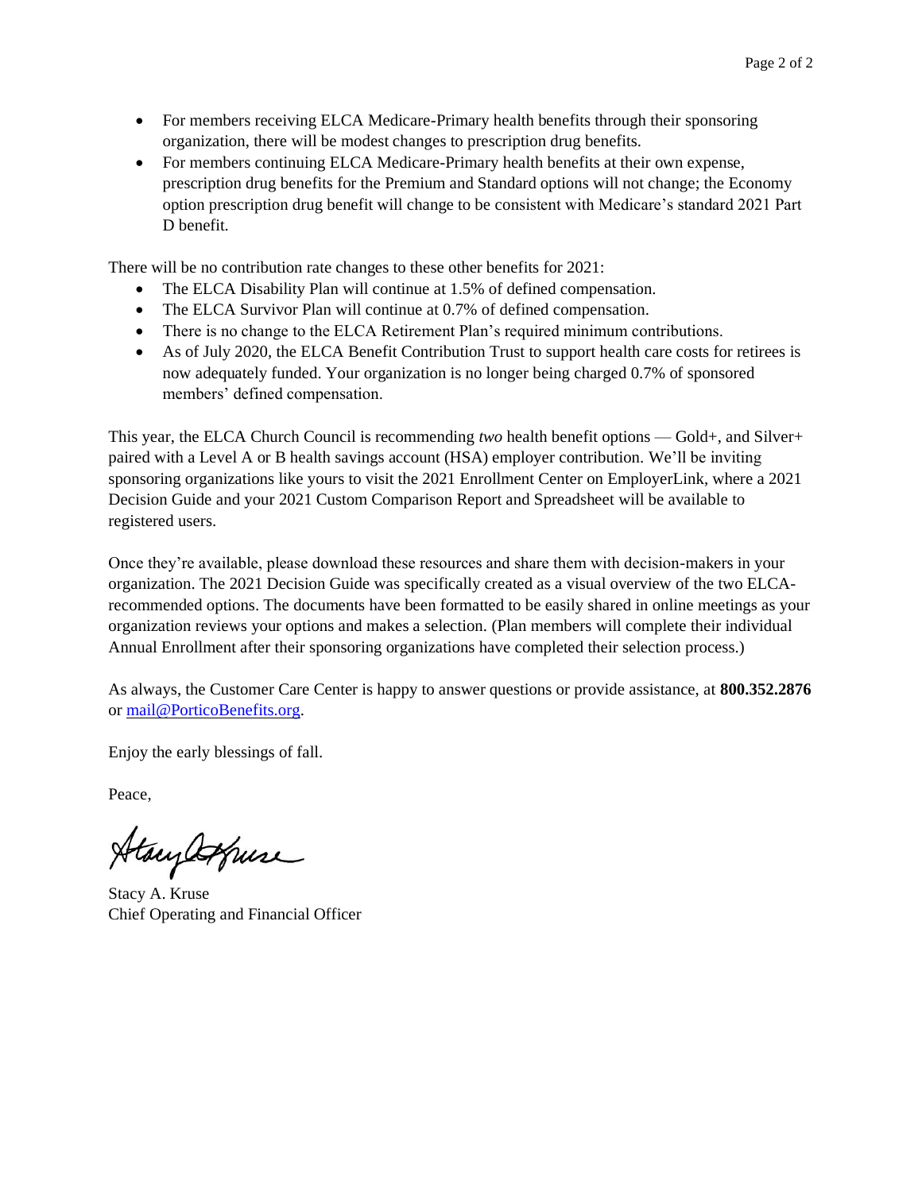- For members receiving ELCA Medicare-Primary health benefits through their sponsoring organization, there will be modest changes to prescription drug benefits.
- For members continuing ELCA Medicare-Primary health benefits at their own expense, prescription drug benefits for the Premium and Standard options will not change; the Economy option prescription drug benefit will change to be consistent with Medicare's standard 2021 Part D benefit.

There will be no contribution rate changes to these other benefits for 2021:

- The ELCA Disability Plan will continue at 1.5% of defined compensation.
- The ELCA Survivor Plan will continue at 0.7% of defined compensation.
- There is no change to the ELCA Retirement Plan's required minimum contributions.
- As of July 2020, the ELCA Benefit Contribution Trust to support health care costs for retirees is now adequately funded. Your organization is no longer being charged 0.7% of sponsored members' defined compensation.

This year, the ELCA Church Council is recommending *two* health benefit options — Gold+, and Silver+ paired with a Level A or B health savings account (HSA) employer contribution. We'll be inviting sponsoring organizations like yours to visit the 2021 Enrollment Center on EmployerLink, where a 2021 Decision Guide and your 2021 Custom Comparison Report and Spreadsheet will be available to registered users.

Once they're available, please download these resources and share them with decision-makers in your organization. The 2021 Decision Guide was specifically created as a visual overview of the two ELCA-recommended options. The documents have been formatted to be easily shared in online meetings as your organization reviews your options and makes a selection. (Plan members will complete their individual Annual Enrollment after their sponsoring organizations have completed their selection process.)

As always, the Customer Care Center is happy to answer questions or provide assistance, at **800.352.2876** or mail@PorticoBenefits.org.

Enjoy the early blessings of fall.

Peace,

Stacy A. Kruse
Chief Operating and Financial Officer